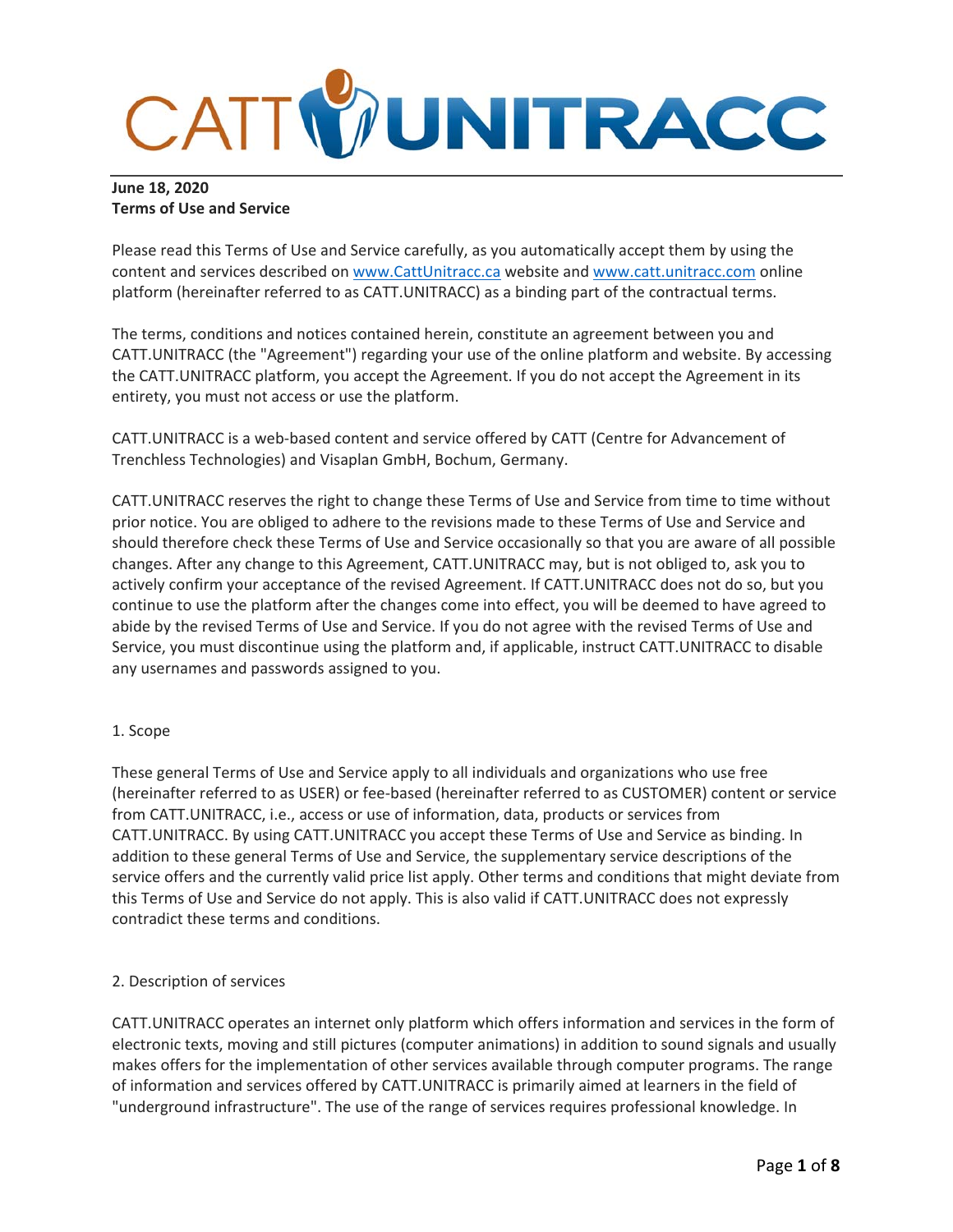# CATT UNITRACC

**June 18, 2020**
**Terms of Use and Service**

Please read this Terms of Use and Service carefully, as you automatically accept them by using the content and services described on www.CattUnitracc.ca website and www.catt.unitracc.com online platform (hereinafter referred to as CATT.UNITRACC) as a binding part of the contractual terms.

The terms, conditions and notices contained herein, constitute an agreement between you and CATT.UNITRACC (the "Agreement") regarding your use of the online platform and website. By accessing the CATT.UNITRACC platform, you accept the Agreement. If you do not accept the Agreement in its entirety, you must not access or use the platform.

CATT.UNITRACC is a web-based content and service offered by CATT (Centre for Advancement of Trenchless Technologies) and Visaplan GmbH, Bochum, Germany.

CATT.UNITRACC reserves the right to change these Terms of Use and Service from time to time without prior notice. You are obliged to adhere to the revisions made to these Terms of Use and Service and should therefore check these Terms of Use and Service occasionally so that you are aware of all possible changes. After any change to this Agreement, CATT.UNITRACC may, but is not obliged to, ask you to actively confirm your acceptance of the revised Agreement. If CATT.UNITRACC does not do so, but you continue to use the platform after the changes come into effect, you will be deemed to have agreed to abide by the revised Terms of Use and Service. If you do not agree with the revised Terms of Use and Service, you must discontinue using the platform and, if applicable, instruct CATT.UNITRACC to disable any usernames and passwords assigned to you.

## 1. Scope

These general Terms of Use and Service apply to all individuals and organizations who use free (hereinafter referred to as USER) or fee-based (hereinafter referred to as CUSTOMER) content or service from CATT.UNITRACC, i.e., access or use of information, data, products or services from CATT.UNITRACC. By using CATT.UNITRACC you accept these Terms of Use and Service as binding. In addition to these general Terms of Use and Service, the supplementary service descriptions of the service offers and the currently valid price list apply. Other terms and conditions that might deviate from this Terms of Use and Service do not apply. This is also valid if CATT.UNITRACC does not expressly contradict these terms and conditions.

## 2. Description of services

CATT.UNITRACC operates an internet only platform which offers information and services in the form of electronic texts, moving and still pictures (computer animations) in addition to sound signals and usually makes offers for the implementation of other services available through computer programs. The range of information and services offered by CATT.UNITRACC is primarily aimed at learners in the field of "underground infrastructure". The use of the range of services requires professional knowledge. In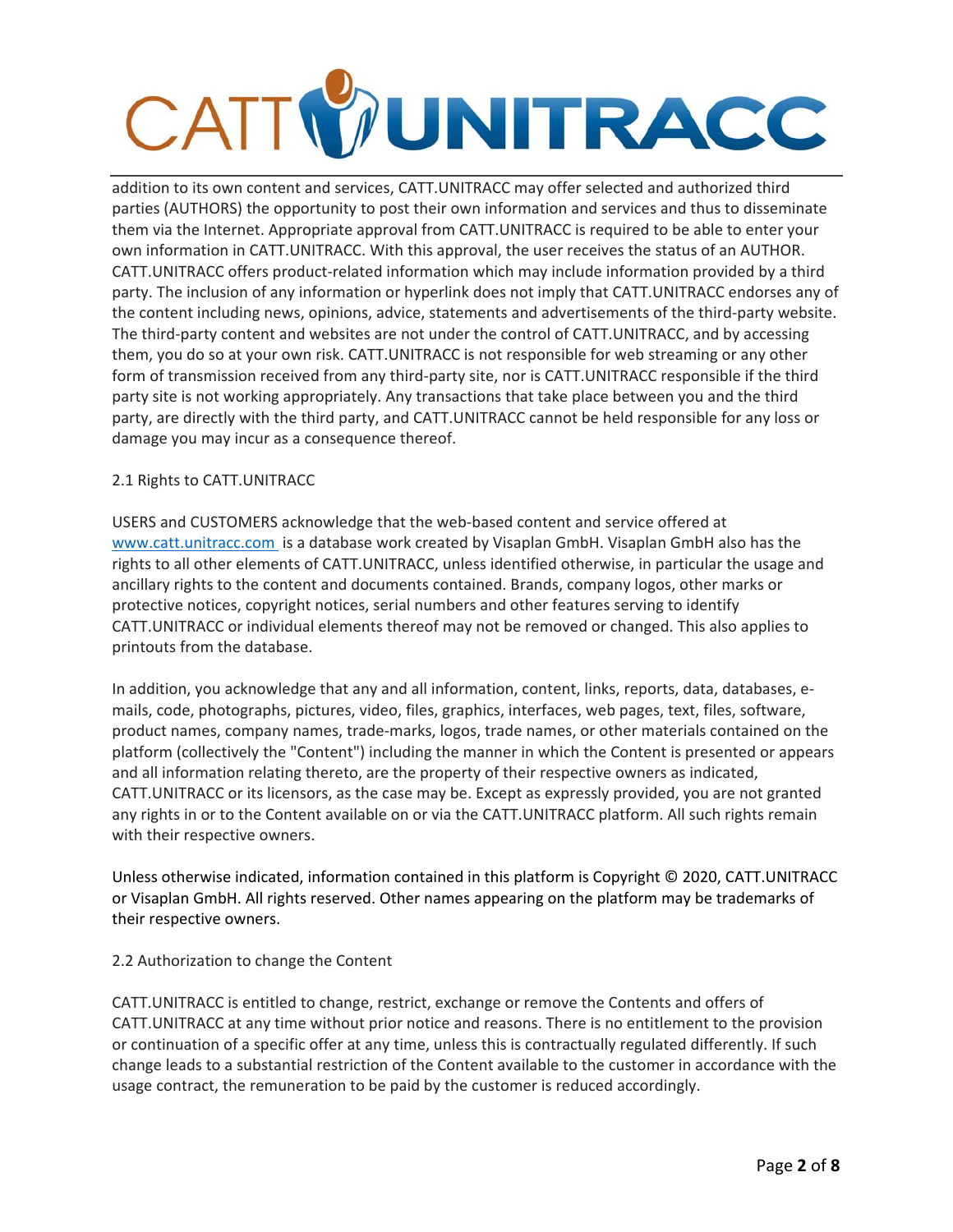addition to its own content and services, CATT.UNITRACC may offer selected and authorized third parties (AUTHORS) the opportunity to post their own information and services and thus to disseminate them via the Internet. Appropriate approval from CATT.UNITRACC is required to be able to enter your own information in CATT.UNITRACC. With this approval, the user receives the status of an AUTHOR. CATT.UNITRACC offers product-related information which may include information provided by a third party. The inclusion of any information or hyperlink does not imply that CATT.UNITRACC endorses any of the content including news, opinions, advice, statements and advertisements of the third-party website. The third-party content and websites are not under the control of CATT.UNITRACC, and by accessing them, you do so at your own risk. CATT.UNITRACC is not responsible for web streaming or any other form of transmission received from any third-party site, nor is CATT.UNITRACC responsible if the third party site is not working appropriately. Any transactions that take place between you and the third party, are directly with the third party, and CATT.UNITRACC cannot be held responsible for any loss or damage you may incur as a consequence thereof.

### 2.1 Rights to CATT.UNITRACC

USERS and CUSTOMERS acknowledge that the web-based content and service offered at www.catt.unitracc.com is a database work created by Visaplan GmbH. Visaplan GmbH also has the rights to all other elements of CATT.UNITRACC, unless identified otherwise, in particular the usage and ancillary rights to the content and documents contained. Brands, company logos, other marks or protective notices, copyright notices, serial numbers and other features serving to identify CATT.UNITRACC or individual elements thereof may not be removed or changed. This also applies to printouts from the database.

In addition, you acknowledge that any and all information, content, links, reports, data, databases, e-mails, code, photographs, pictures, video, files, graphics, interfaces, web pages, text, files, software, product names, company names, trade-marks, logos, trade names, or other materials contained on the platform (collectively the "Content") including the manner in which the Content is presented or appears and all information relating thereto, are the property of their respective owners as indicated, CATT.UNITRACC or its licensors, as the case may be. Except as expressly provided, you are not granted any rights in or to the Content available on or via the CATT.UNITRACC platform. All such rights remain with their respective owners.

Unless otherwise indicated, information contained in this platform is Copyright © 2020, CATT.UNITRACC or Visaplan GmbH. All rights reserved. Other names appearing on the platform may be trademarks of their respective owners.

### 2.2 Authorization to change the Content

CATT.UNITRACC is entitled to change, restrict, exchange or remove the Contents and offers of CATT.UNITRACC at any time without prior notice and reasons. There is no entitlement to the provision or continuation of a specific offer at any time, unless this is contractually regulated differently. If such change leads to a substantial restriction of the Content available to the customer in accordance with the usage contract, the remuneration to be paid by the customer is reduced accordingly.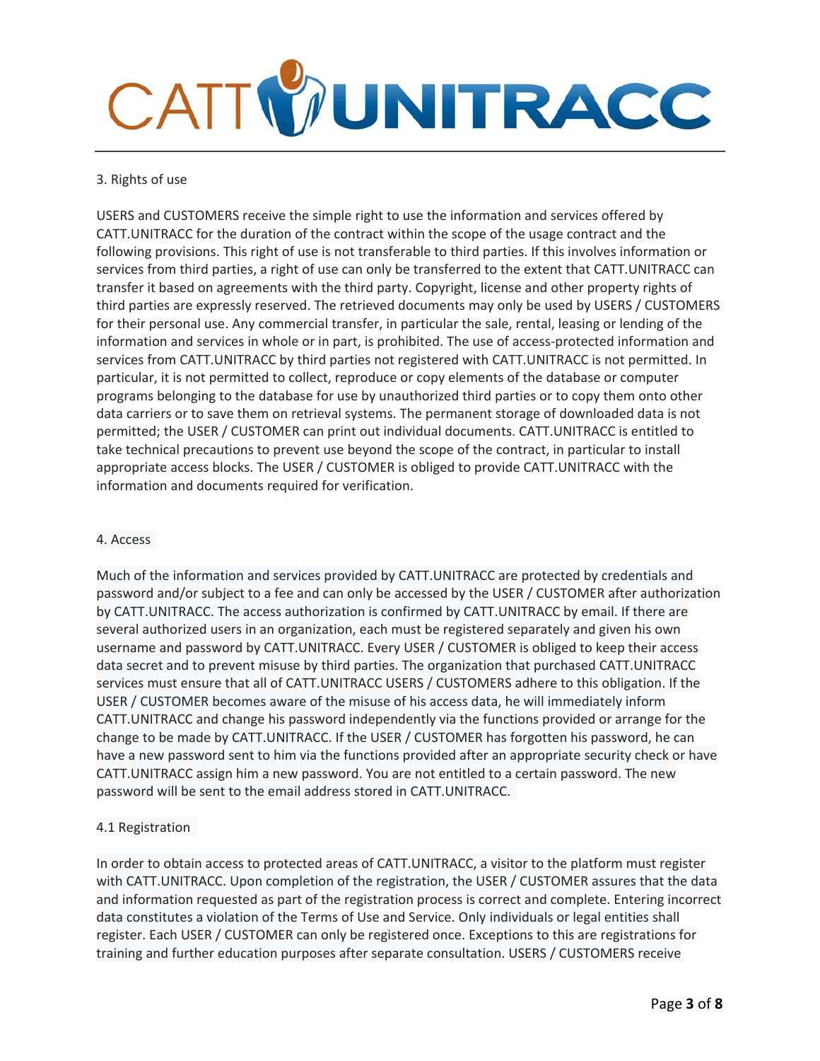## 3. Rights of use

USERS and CUSTOMERS receive the simple right to use the information and services offered by CATT.UNITRACC for the duration of the contract within the scope of the usage contract and the following provisions. This right of use is not transferable to third parties. If this involves information or services from third parties, a right of use can only be transferred to the extent that CATT.UNITRACC can transfer it based on agreements with the third party. Copyright, license and other property rights of third parties are expressly reserved. The retrieved documents may only be used by USERS / CUSTOMERS for their personal use. Any commercial transfer, in particular the sale, rental, leasing or lending of the information and services in whole or in part, is prohibited. The use of access-protected information and services from CATT.UNITRACC by third parties not registered with CATT.UNITRACC is not permitted. In particular, it is not permitted to collect, reproduce or copy elements of the database or computer programs belonging to the database for use by unauthorized third parties or to copy them onto other data carriers or to save them on retrieval systems. The permanent storage of downloaded data is not permitted; the USER / CUSTOMER can print out individual documents. CATT.UNITRACC is entitled to take technical precautions to prevent use beyond the scope of the contract, in particular to install appropriate access blocks. The USER / CUSTOMER is obliged to provide CATT.UNITRACC with the information and documents required for verification.

## 4. Access

Much of the information and services provided by CATT.UNITRACC are protected by credentials and password and/or subject to a fee and can only be accessed by the USER / CUSTOMER after authorization by CATT.UNITRACC. The access authorization is confirmed by CATT.UNITRACC by email. If there are several authorized users in an organization, each must be registered separately and given his own username and password by CATT.UNITRACC. Every USER / CUSTOMER is obliged to keep their access data secret and to prevent misuse by third parties. The organization that purchased CATT.UNITRACC services must ensure that all of CATT.UNITRACC USERS / CUSTOMERS adhere to this obligation. If the USER / CUSTOMER becomes aware of the misuse of his access data, he will immediately inform CATT.UNITRACC and change his password independently via the functions provided or arrange for the change to be made by CATT.UNITRACC. If the USER / CUSTOMER has forgotten his password, he can have a new password sent to him via the functions provided after an appropriate security check or have CATT.UNITRACC assign him a new password. You are not entitled to a certain password. The new password will be sent to the email address stored in CATT.UNITRACC.

### 4.1 Registration

In order to obtain access to protected areas of CATT.UNITRACC, a visitor to the platform must register with CATT.UNITRACC. Upon completion of the registration, the USER / CUSTOMER assures that the data and information requested as part of the registration process is correct and complete. Entering incorrect data constitutes a violation of the Terms of Use and Service. Only individuals or legal entities shall register. Each USER / CUSTOMER can only be registered once. Exceptions to this are registrations for training and further education purposes after separate consultation. USERS / CUSTOMERS receive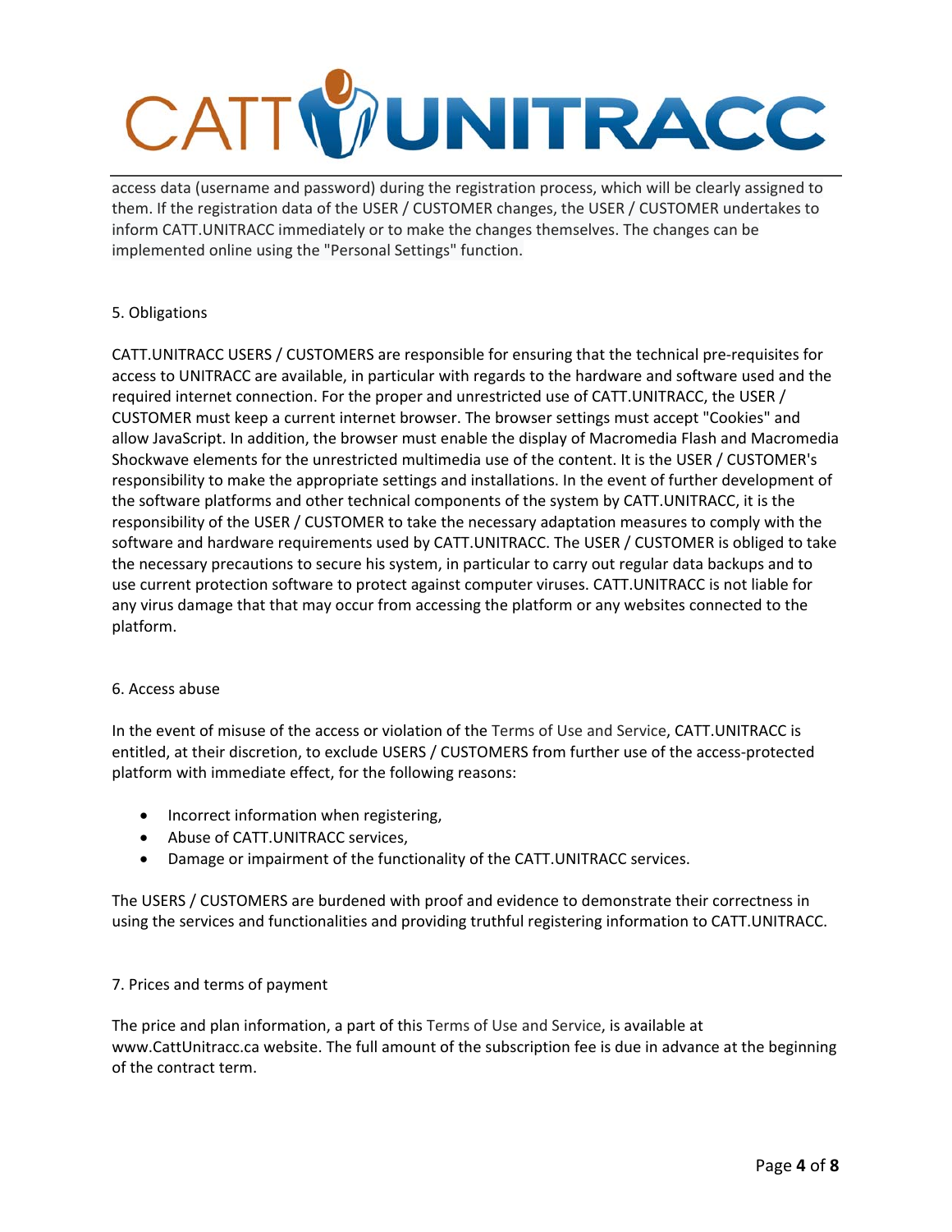access data (username and password) during the registration process, which will be clearly assigned to them. If the registration data of the USER / CUSTOMER changes, the USER / CUSTOMER undertakes to inform CATT.UNITRACC immediately or to make the changes themselves. The changes can be implemented online using the "Personal Settings" function.

## 5. Obligations

CATT.UNITRACC USERS / CUSTOMERS are responsible for ensuring that the technical pre-requisites for access to UNITRACC are available, in particular with regards to the hardware and software used and the required internet connection. For the proper and unrestricted use of CATT.UNITRACC, the USER / CUSTOMER must keep a current internet browser. The browser settings must accept "Cookies" and allow JavaScript. In addition, the browser must enable the display of Macromedia Flash and Macromedia Shockwave elements for the unrestricted multimedia use of the content. It is the USER / CUSTOMER's responsibility to make the appropriate settings and installations. In the event of further development of the software platforms and other technical components of the system by CATT.UNITRACC, it is the responsibility of the USER / CUSTOMER to take the necessary adaptation measures to comply with the software and hardware requirements used by CATT.UNITRACC. The USER / CUSTOMER is obliged to take the necessary precautions to secure his system, in particular to carry out regular data backups and to use current protection software to protect against computer viruses. CATT.UNITRACC is not liable for any virus damage that that may occur from accessing the platform or any websites connected to the platform.

## 6. Access abuse

In the event of misuse of the access or violation of the Terms of Use and Service, CATT.UNITRACC is entitled, at their discretion, to exclude USERS / CUSTOMERS from further use of the access-protected platform with immediate effect, for the following reasons:

- Incorrect information when registering,
- Abuse of CATT.UNITRACC services,
- Damage or impairment of the functionality of the CATT.UNITRACC services.

The USERS / CUSTOMERS are burdened with proof and evidence to demonstrate their correctness in using the services and functionalities and providing truthful registering information to CATT.UNITRACC.

## 7. Prices and terms of payment

The price and plan information, a part of this Terms of Use and Service, is available at www.CattUnitracc.ca website. The full amount of the subscription fee is due in advance at the beginning of the contract term.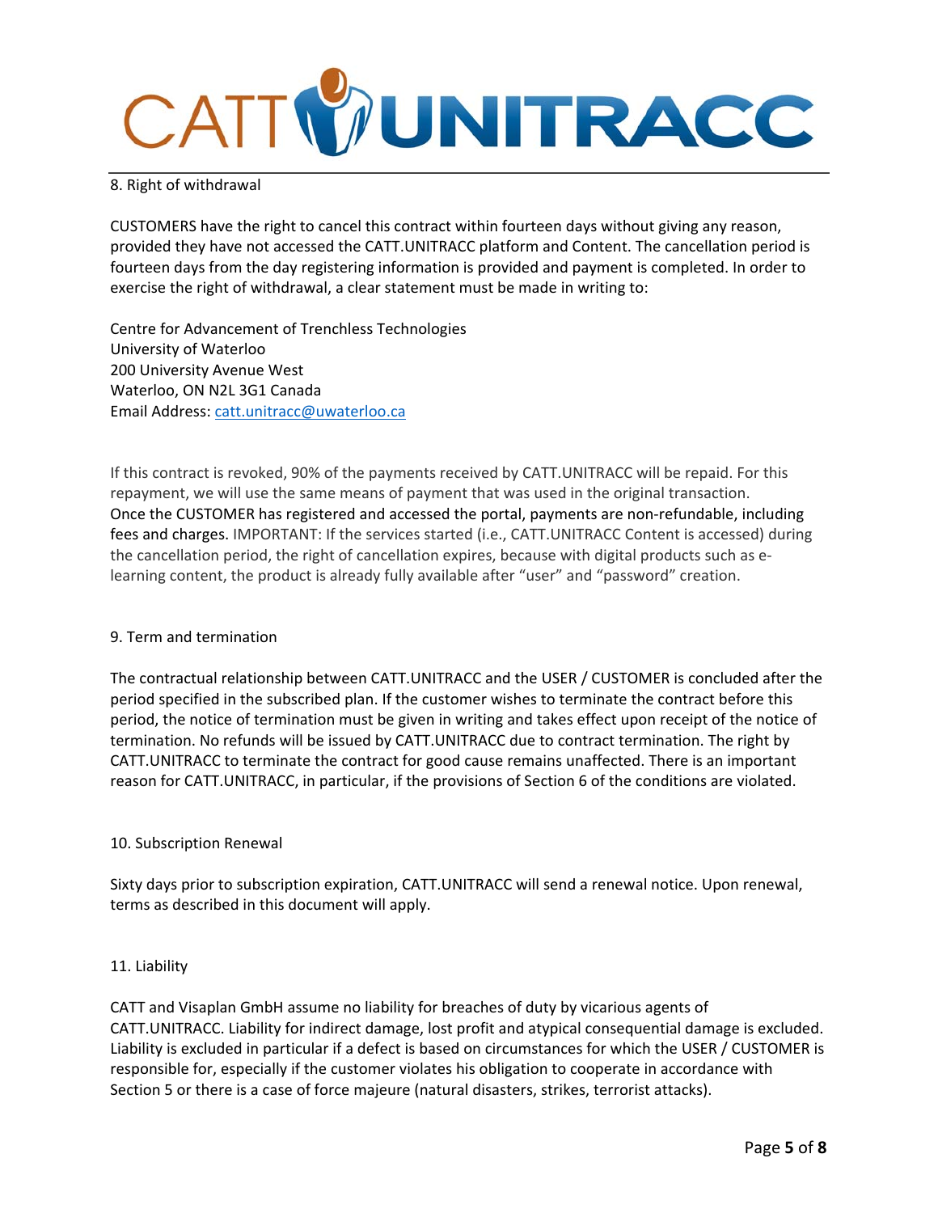## 8. Right of withdrawal

CUSTOMERS have the right to cancel this contract within fourteen days without giving any reason, provided they have not accessed the CATT.UNITRACC platform and Content. The cancellation period is fourteen days from the day registering information is provided and payment is completed. In order to exercise the right of withdrawal, a clear statement must be made in writing to:

Centre for Advancement of Trenchless Technologies
University of Waterloo
200 University Avenue West
Waterloo, ON N2L 3G1 Canada
Email Address: catt.unitracc@uwaterloo.ca

If this contract is revoked, 90% of the payments received by CATT.UNITRACC will be repaid. For this repayment, we will use the same means of payment that was used in the original transaction. Once the CUSTOMER has registered and accessed the portal, payments are non-refundable, including fees and charges. IMPORTANT: If the services started (i.e., CATT.UNITRACC Content is accessed) during the cancellation period, the right of cancellation expires, because with digital products such as e-learning content, the product is already fully available after "user" and "password" creation.

## 9. Term and termination

The contractual relationship between CATT.UNITRACC and the USER / CUSTOMER is concluded after the period specified in the subscribed plan. If the customer wishes to terminate the contract before this period, the notice of termination must be given in writing and takes effect upon receipt of the notice of termination. No refunds will be issued by CATT.UNITRACC due to contract termination. The right by CATT.UNITRACC to terminate the contract for good cause remains unaffected. There is an important reason for CATT.UNITRACC, in particular, if the provisions of Section 6 of the conditions are violated.

## 10. Subscription Renewal

Sixty days prior to subscription expiration, CATT.UNITRACC will send a renewal notice. Upon renewal, terms as described in this document will apply.

## 11. Liability

CATT and Visaplan GmbH assume no liability for breaches of duty by vicarious agents of CATT.UNITRACC. Liability for indirect damage, lost profit and atypical consequential damage is excluded. Liability is excluded in particular if a defect is based on circumstances for which the USER / CUSTOMER is responsible for, especially if the customer violates his obligation to cooperate in accordance with Section 5 or there is a case of force majeure (natural disasters, strikes, terrorist attacks).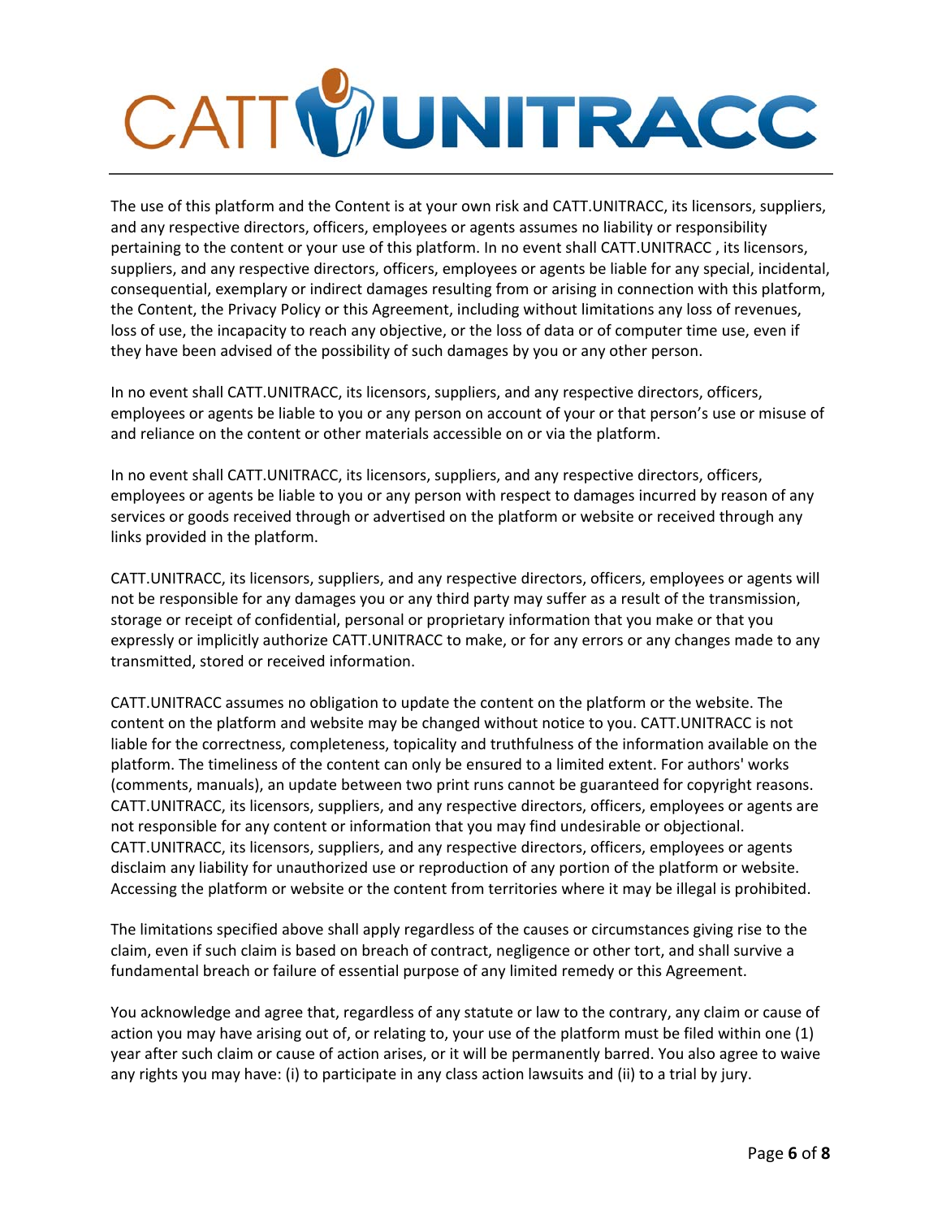The use of this platform and the Content is at your own risk and CATT.UNITRACC, its licensors, suppliers, and any respective directors, officers, employees or agents assumes no liability or responsibility pertaining to the content or your use of this platform. In no event shall CATT.UNITRACC , its licensors, suppliers, and any respective directors, officers, employees or agents be liable for any special, incidental, consequential, exemplary or indirect damages resulting from or arising in connection with this platform, the Content, the Privacy Policy or this Agreement, including without limitations any loss of revenues, loss of use, the incapacity to reach any objective, or the loss of data or of computer time use, even if they have been advised of the possibility of such damages by you or any other person.

In no event shall CATT.UNITRACC, its licensors, suppliers, and any respective directors, officers, employees or agents be liable to you or any person on account of your or that person's use or misuse of and reliance on the content or other materials accessible on or via the platform.

In no event shall CATT.UNITRACC, its licensors, suppliers, and any respective directors, officers, employees or agents be liable to you or any person with respect to damages incurred by reason of any services or goods received through or advertised on the platform or website or received through any links provided in the platform.

CATT.UNITRACC, its licensors, suppliers, and any respective directors, officers, employees or agents will not be responsible for any damages you or any third party may suffer as a result of the transmission, storage or receipt of confidential, personal or proprietary information that you make or that you expressly or implicitly authorize CATT.UNITRACC to make, or for any errors or any changes made to any transmitted, stored or received information.

CATT.UNITRACC assumes no obligation to update the content on the platform or the website. The content on the platform and website may be changed without notice to you. CATT.UNITRACC is not liable for the correctness, completeness, topicality and truthfulness of the information available on the platform. The timeliness of the content can only be ensured to a limited extent. For authors' works (comments, manuals), an update between two print runs cannot be guaranteed for copyright reasons. CATT.UNITRACC, its licensors, suppliers, and any respective directors, officers, employees or agents are not responsible for any content or information that you may find undesirable or objectional. CATT.UNITRACC, its licensors, suppliers, and any respective directors, officers, employees or agents disclaim any liability for unauthorized use or reproduction of any portion of the platform or website. Accessing the platform or website or the content from territories where it may be illegal is prohibited.

The limitations specified above shall apply regardless of the causes or circumstances giving rise to the claim, even if such claim is based on breach of contract, negligence or other tort, and shall survive a fundamental breach or failure of essential purpose of any limited remedy or this Agreement.

You acknowledge and agree that, regardless of any statute or law to the contrary, any claim or cause of action you may have arising out of, or relating to, your use of the platform must be filed within one (1) year after such claim or cause of action arises, or it will be permanently barred. You also agree to waive any rights you may have: (i) to participate in any class action lawsuits and (ii) to a trial by jury.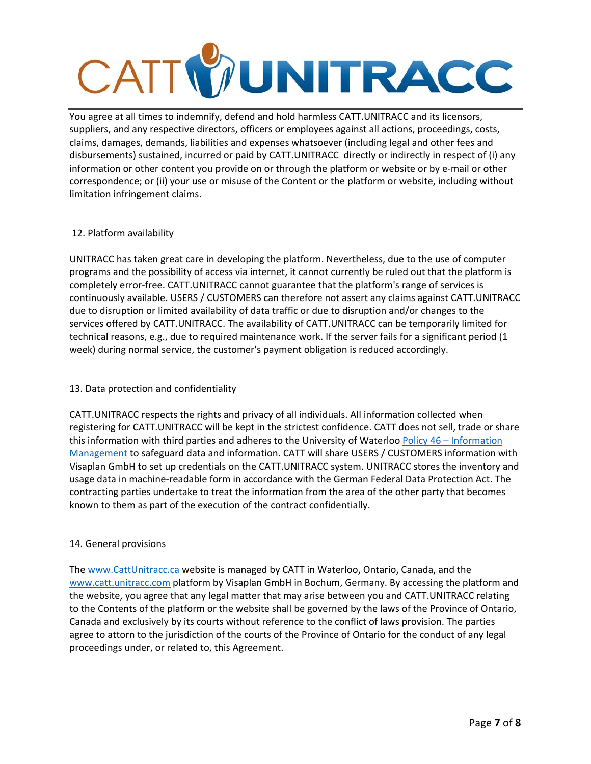You agree at all times to indemnify, defend and hold harmless CATT.UNITRACC and its licensors, suppliers, and any respective directors, officers or employees against all actions, proceedings, costs, claims, damages, demands, liabilities and expenses whatsoever (including legal and other fees and disbursements) sustained, incurred or paid by CATT.UNITRACC directly or indirectly in respect of (i) any information or other content you provide on or through the platform or website or by e-mail or other correspondence; or (ii) your use or misuse of the Content or the platform or website, including without limitation infringement claims.

## 12. Platform availability

UNITRACC has taken great care in developing the platform. Nevertheless, due to the use of computer programs and the possibility of access via internet, it cannot currently be ruled out that the platform is completely error-free. CATT.UNITRACC cannot guarantee that the platform's range of services is continuously available. USERS / CUSTOMERS can therefore not assert any claims against CATT.UNITRACC due to disruption or limited availability of data traffic or due to disruption and/or changes to the services offered by CATT.UNITRACC. The availability of CATT.UNITRACC can be temporarily limited for technical reasons, e.g., due to required maintenance work. If the server fails for a significant period (1 week) during normal service, the customer's payment obligation is reduced accordingly.

## 13. Data protection and confidentiality

CATT.UNITRACC respects the rights and privacy of all individuals. All information collected when registering for CATT.UNITRACC will be kept in the strictest confidence. CATT does not sell, trade or share this information with third parties and adheres to the University of Waterloo [Policy 46 – Information Management] to safeguard data and information. CATT will share USERS / CUSTOMERS information with Visaplan GmbH to set up credentials on the CATT.UNITRACC system. UNITRACC stores the inventory and usage data in machine-readable form in accordance with the German Federal Data Protection Act. The contracting parties undertake to treat the information from the area of the other party that becomes known to them as part of the execution of the contract confidentially.

## 14. General provisions

The www.CattUnitracc.ca website is managed by CATT in Waterloo, Ontario, Canada, and the www.catt.unitracc.com platform by Visaplan GmbH in Bochum, Germany. By accessing the platform and the website, you agree that any legal matter that may arise between you and CATT.UNITRACC relating to the Contents of the platform or the website shall be governed by the laws of the Province of Ontario, Canada and exclusively by its courts without reference to the conflict of laws provision. The parties agree to attorn to the jurisdiction of the courts of the Province of Ontario for the conduct of any legal proceedings under, or related to, this Agreement.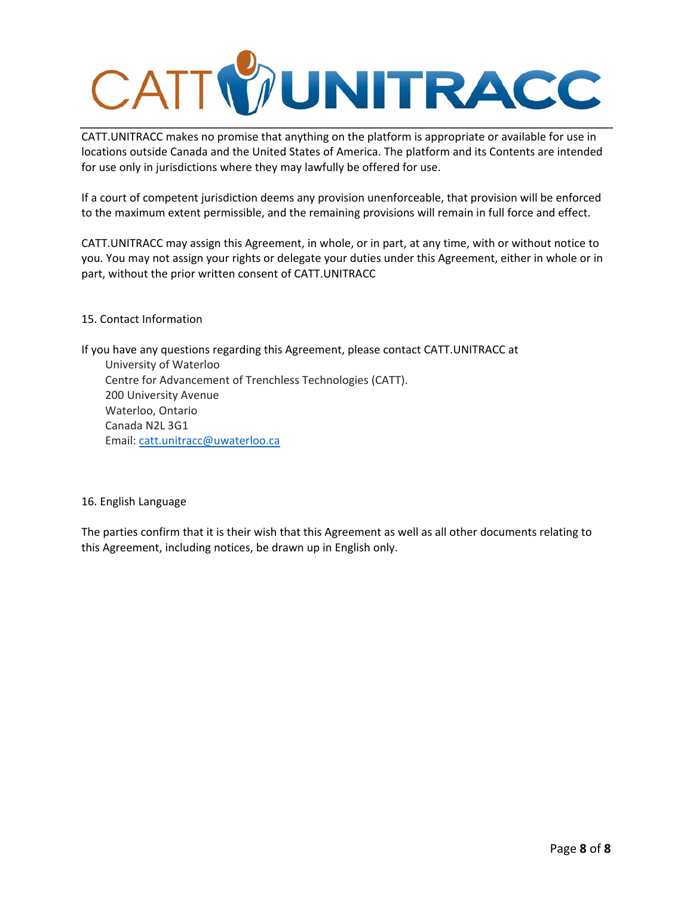CATT.UNITRACC makes no promise that anything on the platform is appropriate or available for use in locations outside Canada and the United States of America. The platform and its Contents are intended for use only in jurisdictions where they may lawfully be offered for use.

If a court of competent jurisdiction deems any provision unenforceable, that provision will be enforced to the maximum extent permissible, and the remaining provisions will remain in full force and effect.

CATT.UNITRACC may assign this Agreement, in whole, or in part, at any time, with or without notice to you. You may not assign your rights or delegate your duties under this Agreement, either in whole or in part, without the prior written consent of CATT.UNITRACC

## 15. Contact Information

If you have any questions regarding this Agreement, please contact CATT.UNITRACC at

University of Waterloo
Centre for Advancement of Trenchless Technologies (CATT).
200 University Avenue
Waterloo, Ontario
Canada N2L 3G1
Email: catt.unitracc@uwaterloo.ca

## 16. English Language

The parties confirm that it is their wish that this Agreement as well as all other documents relating to this Agreement, including notices, be drawn up in English only.